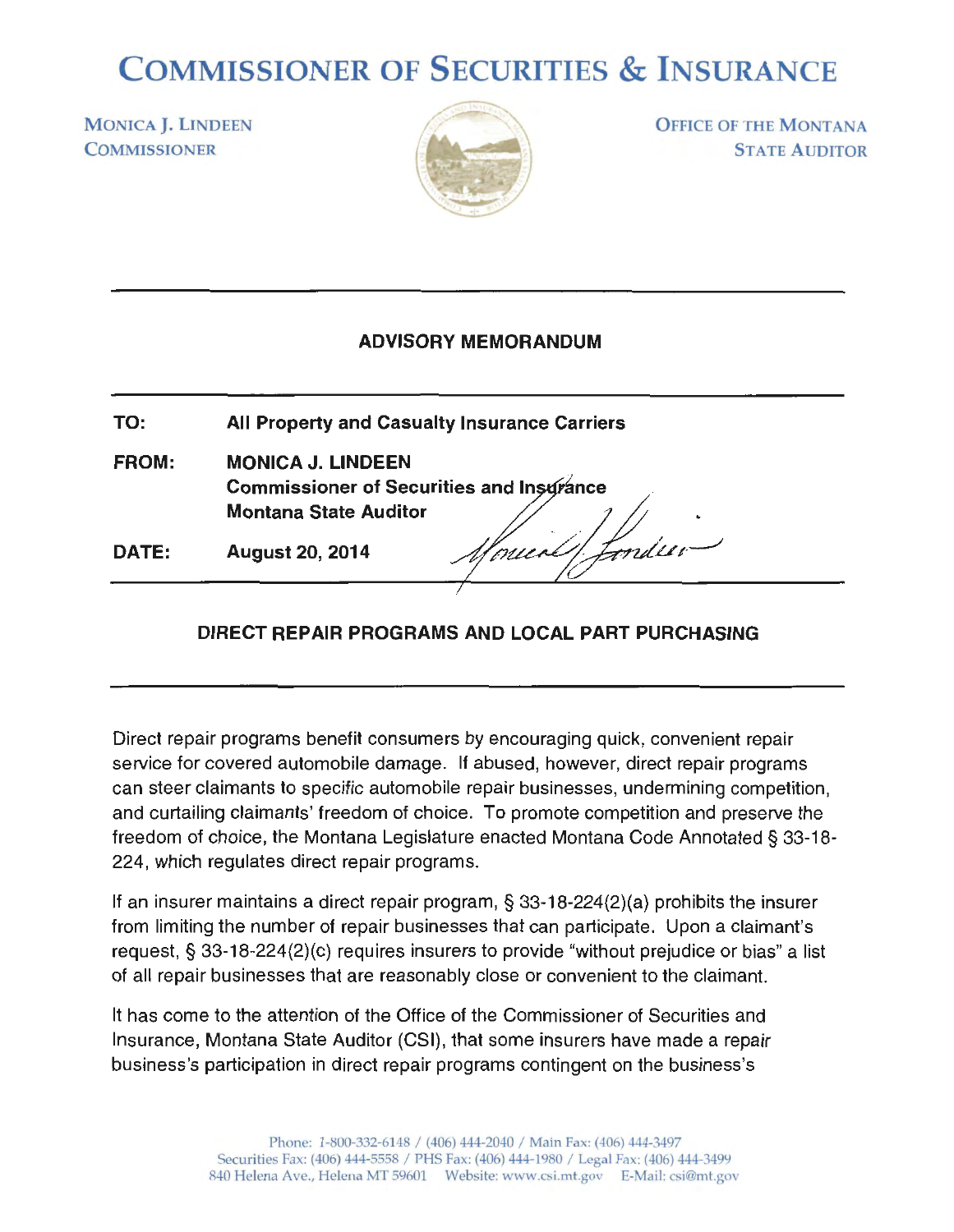# COMMISSIONER OF SECURITIES & INSURANCE

MONICA J. LINDEEN
COMMISSIONER

OFFICE OF THE MONTANA
STATE AUDITOR

## ADVISORY MEMORANDUM

**TO:** All Property and Casualty Insurance Carriers

**FROM:** MONICA J. LINDEEN
Commissioner of Securities and Insurance
Montana State Auditor

**DATE:** August 20, 2014

### DIRECT REPAIR PROGRAMS AND LOCAL PART PURCHASING

Direct repair programs benefit consumers by encouraging quick, convenient repair service for covered automobile damage. If abused, however, direct repair programs can steer claimants to specific automobile repair businesses, undermining competition, and curtailing claimants' freedom of choice. To promote competition and preserve the freedom of choice, the Montana Legislature enacted Montana Code Annotated § 33-18-224, which regulates direct repair programs.

If an insurer maintains a direct repair program, § 33-18-224(2)(a) prohibits the insurer from limiting the number of repair businesses that can participate. Upon a claimant's request, § 33-18-224(2)(c) requires insurers to provide "without prejudice or bias" a list of all repair businesses that are reasonably close or convenient to the claimant.

It has come to the attention of the Office of the Commissioner of Securities and Insurance, Montana State Auditor (CSI), that some insurers have made a repair business's participation in direct repair programs contingent on the business's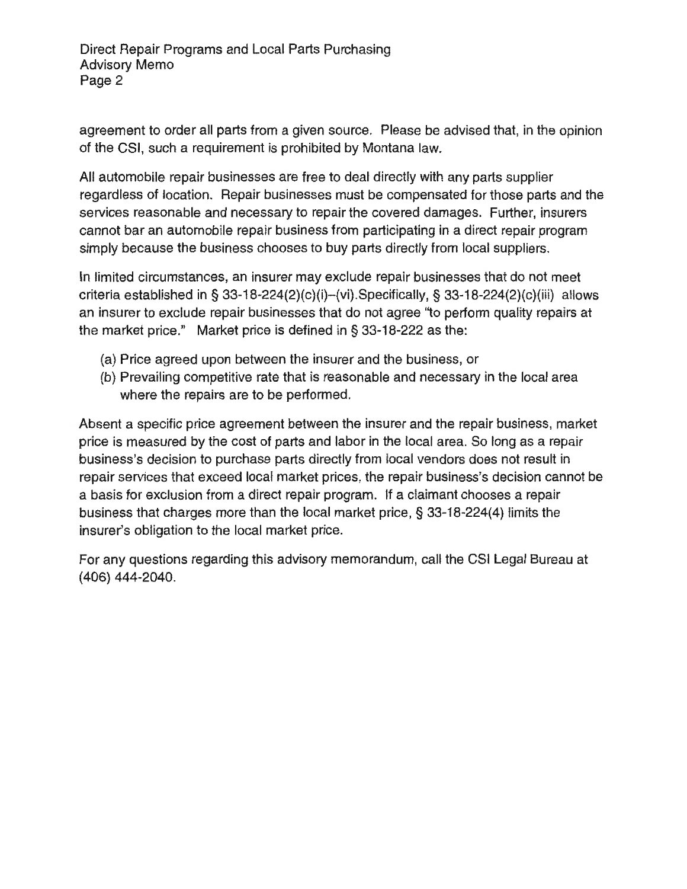agreement to order all parts from a given source. Please be advised that, in the opinion of the CSI, such a requirement is prohibited by Montana law.

All automobile repair businesses are free to deal directly with any parts supplier regardless of location. Repair businesses must be compensated for those parts and the services reasonable and necessary to repair the covered damages. Further, insurers cannot bar an automobile repair business from participating in a direct repair program simply because the business chooses to buy parts directly from local suppliers.

In limited circumstances, an insurer may exclude repair businesses that do not meet criteria established in § 33-18-224(2)(c)(i)–(vi). Specifically, § 33-18-224(2)(c)(iii) allows an insurer to exclude repair businesses that do not agree "to perform quality repairs at the market price." Market price is defined in § 33-18-222 as the:

(a) Price agreed upon between the insurer and the business, or
(b) Prevailing competitive rate that is reasonable and necessary in the local area where the repairs are to be performed.

Absent a specific price agreement between the insurer and the repair business, market price is measured by the cost of parts and labor in the local area. So long as a repair business's decision to purchase parts directly from local vendors does not result in repair services that exceed local market prices, the repair business's decision cannot be a basis for exclusion from a direct repair program. If a claimant chooses a repair business that charges more than the local market price, § 33-18-224(4) limits the insurer's obligation to the local market price.

For any questions regarding this advisory memorandum, call the CSI Legal Bureau at (406) 444-2040.